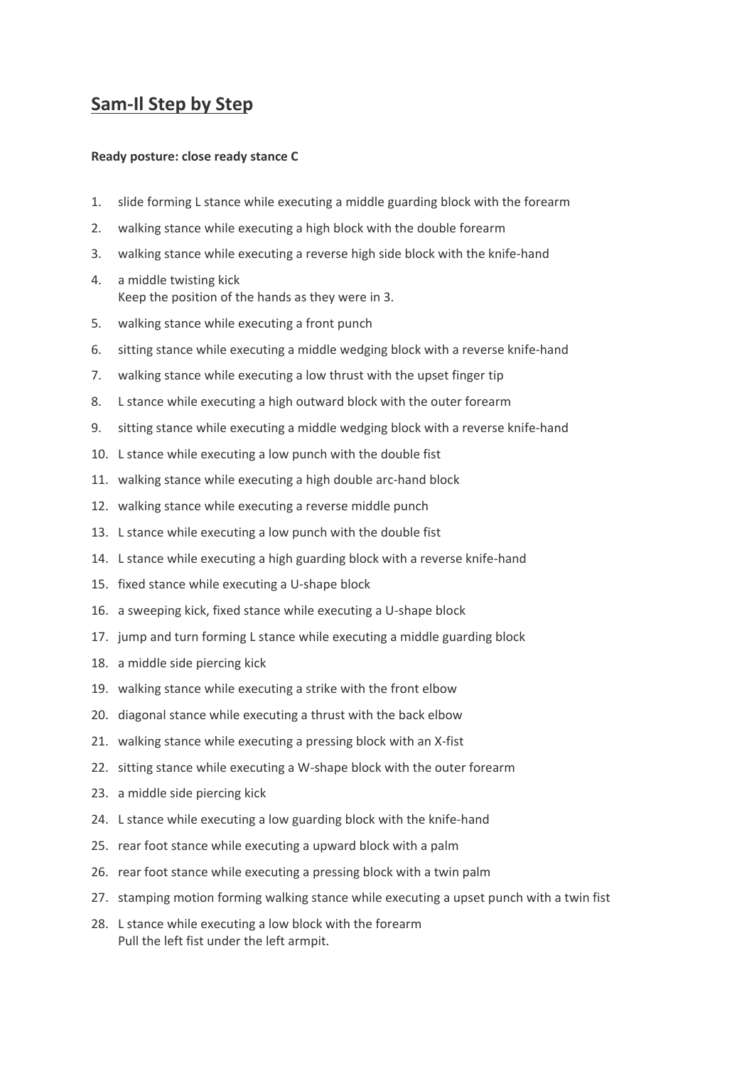## Sam-Il Step by Step

**Ready posture: close ready stance C**

1. slide forming L stance while executing a middle guarding block with the forearm
2. walking stance while executing a high block with the double forearm
3. walking stance while executing a reverse high side block with the knife-hand
4. a middle twisting kick
   Keep the position of the hands as they were in 3.
5. walking stance while executing a front punch
6. sitting stance while executing a middle wedging block with a reverse knife-hand
7. walking stance while executing a low thrust with the upset finger tip
8. L stance while executing a high outward block with the outer forearm
9. sitting stance while executing a middle wedging block with a reverse knife-hand
10. L stance while executing a low punch with the double fist
11. walking stance while executing a high double arc-hand block
12. walking stance while executing a reverse middle punch
13. L stance while executing a low punch with the double fist
14. L stance while executing a high guarding block with a reverse knife-hand
15. fixed stance while executing a U-shape block
16. a sweeping kick, fixed stance while executing a U-shape block
17. jump and turn forming L stance while executing a middle guarding block
18. a middle side piercing kick
19. walking stance while executing a strike with the front elbow
20. diagonal stance while executing a thrust with the back elbow
21. walking stance while executing a pressing block with an X-fist
22. sitting stance while executing a W-shape block with the outer forearm
23. a middle side piercing kick
24. L stance while executing a low guarding block with the knife-hand
25. rear foot stance while executing a upward block with a palm
26. rear foot stance while executing a pressing block with a twin palm
27. stamping motion forming walking stance while executing a upset punch with a twin fist
28. L stance while executing a low block with the forearm
    Pull the left fist under the left armpit.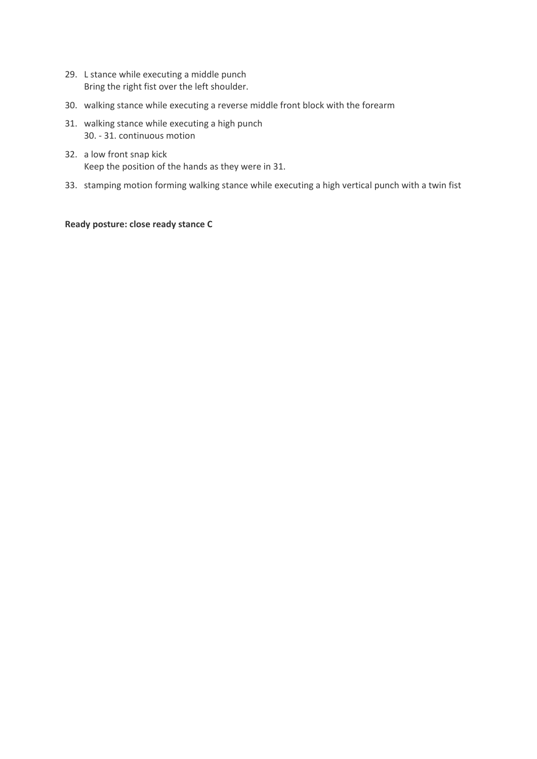29. L stance while executing a middle punch
    Bring the right fist over the left shoulder.

30. walking stance while executing a reverse middle front block with the forearm

31. walking stance while executing a high punch
    30. - 31. continuous motion

32. a low front snap kick
    Keep the position of the hands as they were in 31.

33. stamping motion forming walking stance while executing a high vertical punch with a twin fist

**Ready posture: close ready stance C**